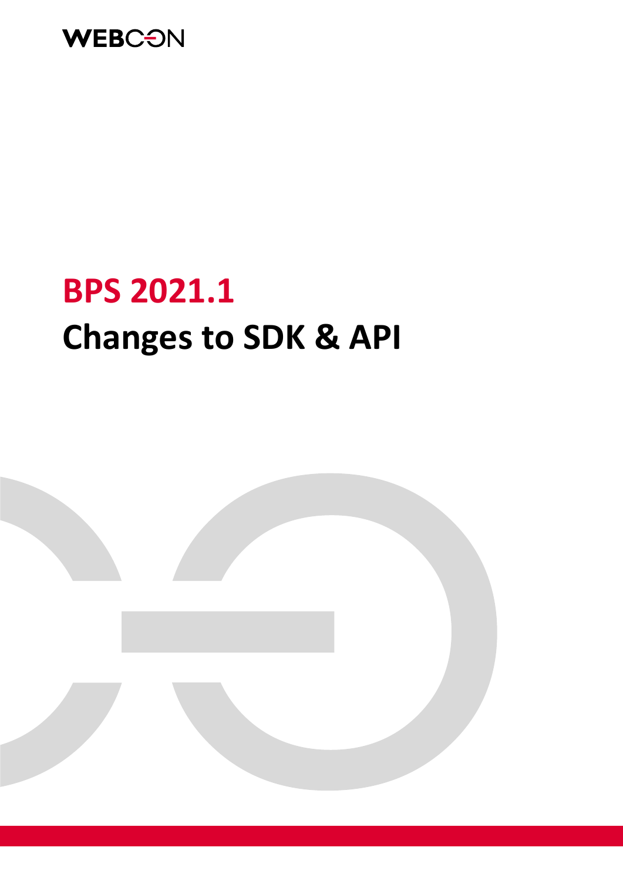WEBCON

# BPS 2021.1

# Changes to SDK & API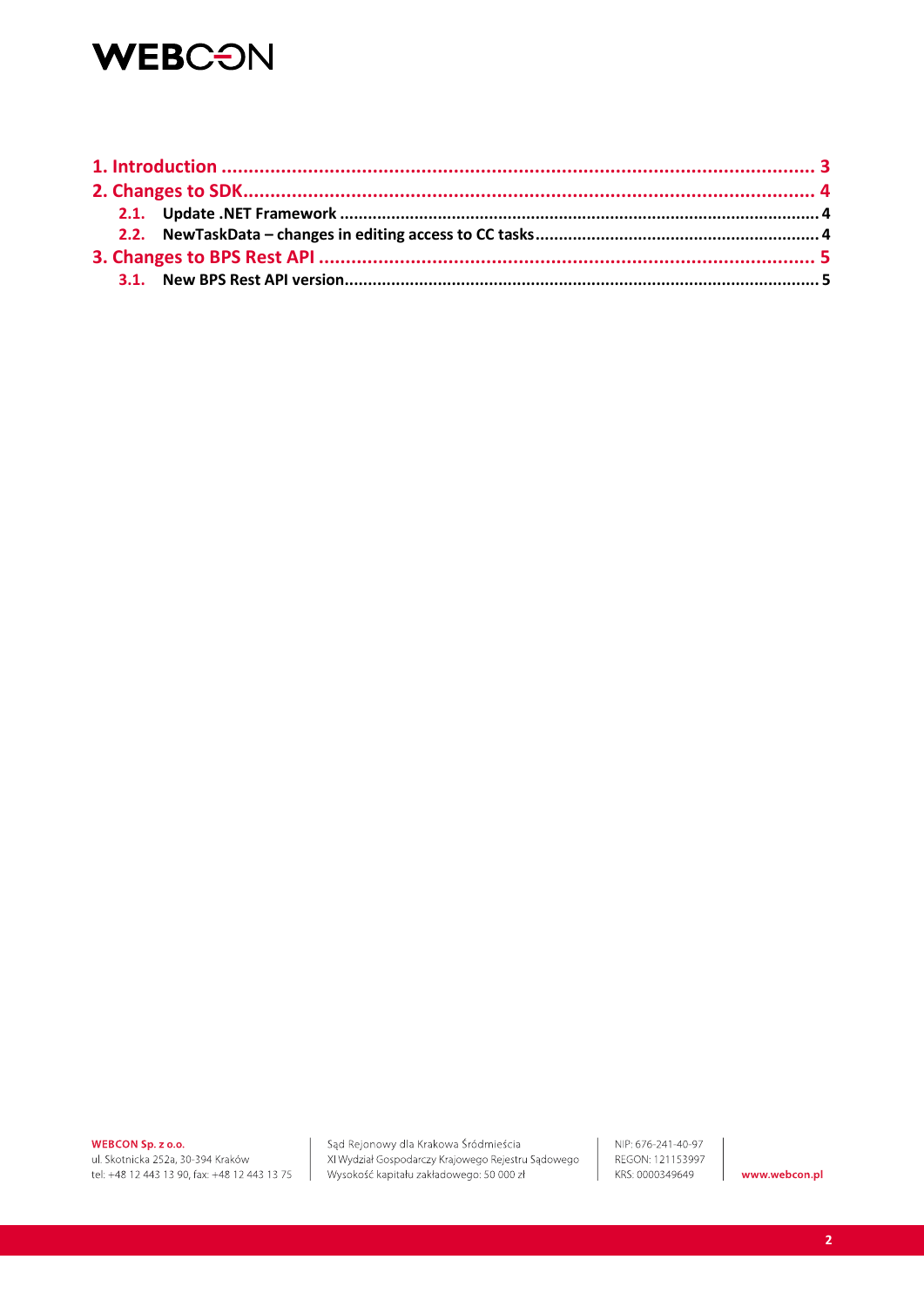1. Introduction ... 3
2. Changes to SDK ... 4
   - 2.1. Update .NET Framework ... 4
   - 2.2. NewTaskData – changes in editing access to CC tasks ... 4
3. Changes to BPS Rest API ... 5
   - 3.1. New BPS Rest API version ... 5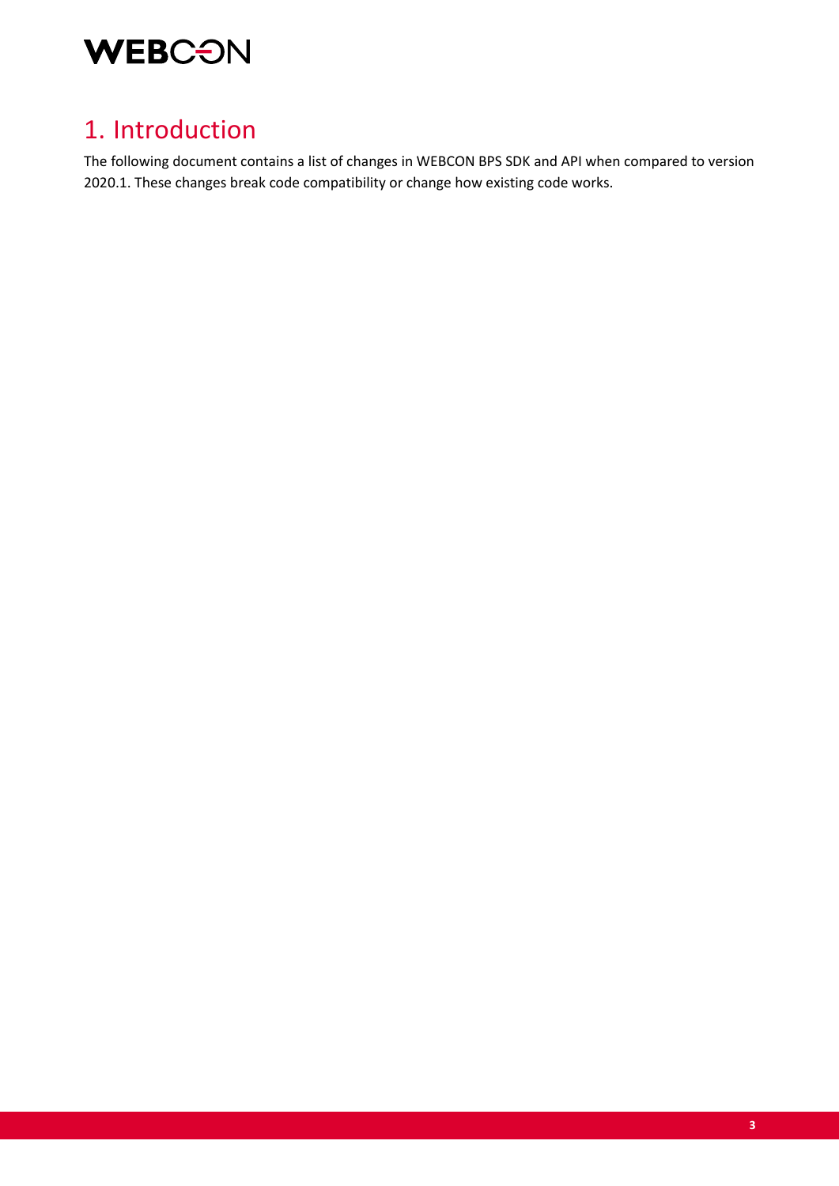# 1. Introduction

The following document contains a list of changes in WEBCON BPS SDK and API when compared to version 2020.1. These changes break code compatibility or change how existing code works.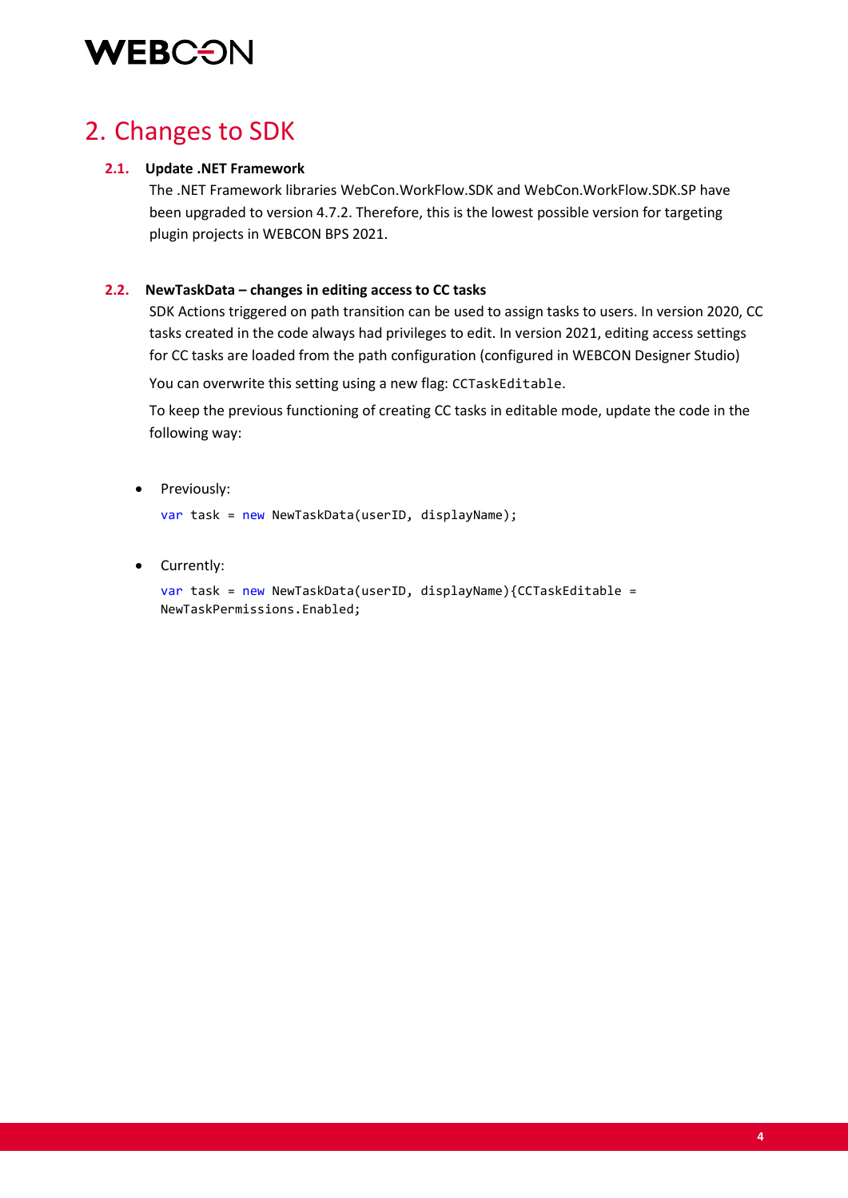# 2. Changes to SDK

### 2.1. Update .NET Framework

The .NET Framework libraries WebCon.WorkFlow.SDK and WebCon.WorkFlow.SDK.SP have been upgraded to version 4.7.2. Therefore, this is the lowest possible version for targeting plugin projects in WEBCON BPS 2021.

### 2.2. NewTaskData – changes in editing access to CC tasks

SDK Actions triggered on path transition can be used to assign tasks to users. In version 2020, CC tasks created in the code always had privileges to edit. In version 2021, editing access settings for CC tasks are loaded from the path configuration (configured in WEBCON Designer Studio)

You can overwrite this setting using a new flag: `CCTaskEditable`.

To keep the previous functioning of creating CC tasks in editable mode, update the code in the following way:

- Previously:

```
var task = new NewTaskData(userID, displayName);
```

- Currently:

```
var task = new NewTaskData(userID, displayName){CCTaskEditable =
NewTaskPermissions.Enabled;
```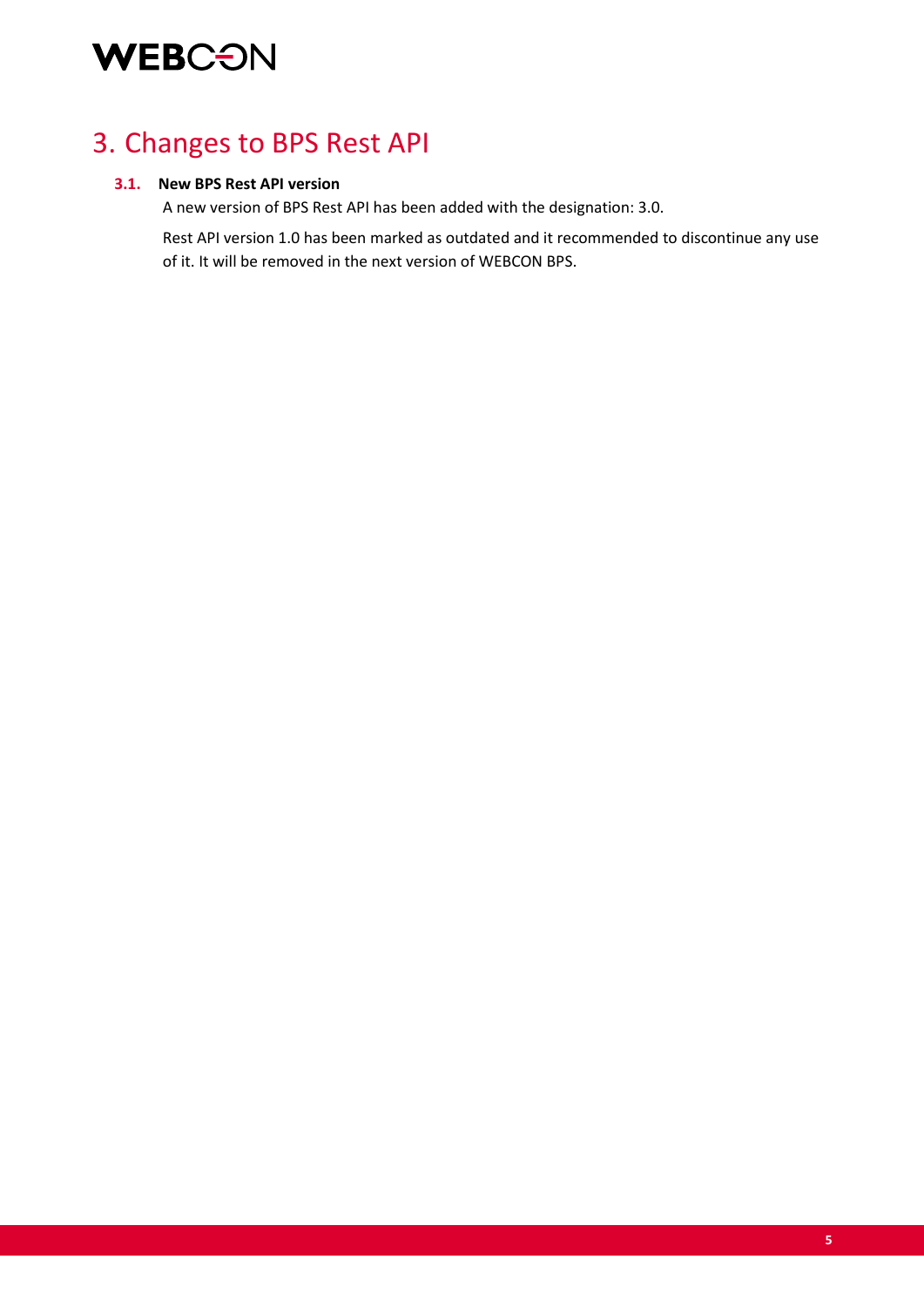# 3. Changes to BPS Rest API

### 3.1. New BPS Rest API version

A new version of BPS Rest API has been added with the designation: 3.0.

Rest API version 1.0 has been marked as outdated and it recommended to discontinue any use of it. It will be removed in the next version of WEBCON BPS.